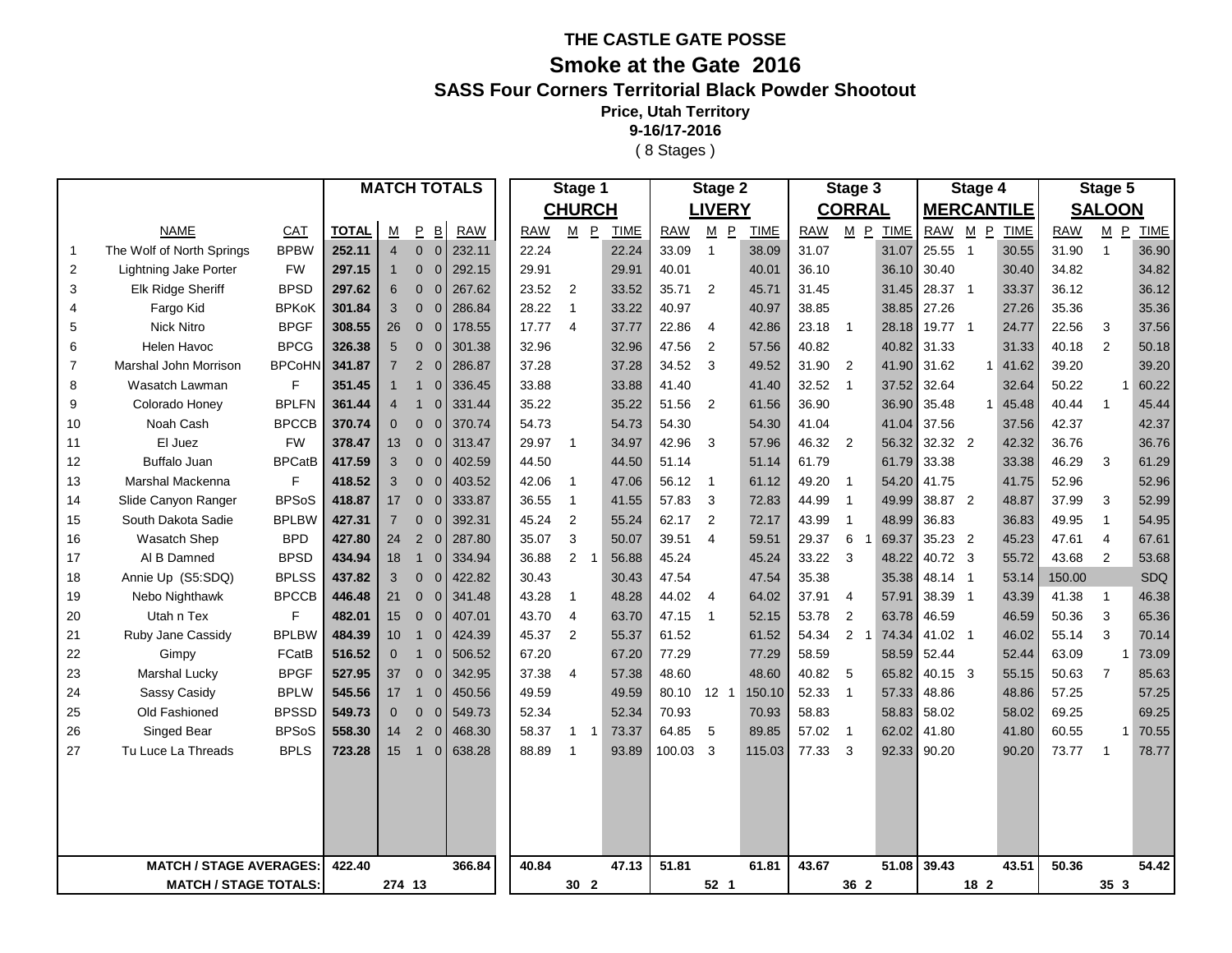# THE CASTLE GATE POSSE

## Smoke at the Gate 2016

### SASS Four Corners Territorial Black Powder Shootout

**Price, Utah Territory**

**9-16/17-2016**

( 8 Stages )

| | | | **MATCH TOTALS** | | | | | **Stage 1** | | | | **Stage 2** | | | | **Stage 3** | | | | **Stage 4** | | | | **Stage 5** | | | |
|---|---|---|---|---|---|---|---|---|---|---|---|---|---|---|---|---|---|---|---|---|---|---|---|---|---|---|---|
| | | | | | | | | **CHURCH** | | | | **LIVERY** | | | | **CORRAL** | | | | **MERCANTILE** | | | | **SALOON** | | | |
| | NAME | CAT | **TOTAL** | M | P | B | RAW | RAW | M | P | TIME | RAW | M | P | TIME | RAW | M | P | TIME | RAW | M | P | TIME | RAW | M | P | TIME |
| 1 | The Wolf of North Springs | BPBW | **252.11** | 4 | 0 | 0 | 232.11 | 22.24 | | | 22.24 | 33.09 | 1 | | 38.09 | 31.07 | | | 31.07 | 25.55 | 1 | | 30.55 | 31.90 | 1 | | 36.90 |
| 2 | Lightning Jake Porter | FW | **297.15** | 1 | 0 | 0 | 292.15 | 29.91 | | | 29.91 | 40.01 | | | 40.01 | 36.10 | | | 36.10 | 30.40 | | | 30.40 | 34.82 | | | 34.82 |
| 3 | Elk Ridge Sheriff | BPSD | **297.62** | 6 | 0 | 0 | 267.62 | 23.52 | 2 | | 33.52 | 35.71 | 2 | | 45.71 | 31.45 | | | 31.45 | 28.37 | 1 | | 33.37 | 36.12 | | | 36.12 |
| 4 | Fargo Kid | BPKoK | **301.84** | 3 | 0 | 0 | 286.84 | 28.22 | 1 | | 33.22 | 40.97 | | | 40.97 | 38.85 | | | 38.85 | 27.26 | | | 27.26 | 35.36 | | | 35.36 |
| 5 | Nick Nitro | BPGF | **308.55** | 26 | 0 | 0 | 178.55 | 17.77 | 4 | | 37.77 | 22.86 | 4 | | 42.86 | 23.18 | 1 | | 28.18 | 19.77 | 1 | | 24.77 | 22.56 | 3 | | 37.56 |
| 6 | Helen Havoc | BPCG | **326.38** | 5 | 0 | 0 | 301.38 | 32.96 | | | 32.96 | 47.56 | 2 | | 57.56 | 40.82 | | | 40.82 | 31.33 | | | 31.33 | 40.18 | 2 | | 50.18 |
| 7 | Marshal John Morrison | BPCoHN | **341.87** | 7 | 2 | 0 | 286.87 | 37.28 | | | 37.28 | 34.52 | 3 | | 49.52 | 31.90 | 2 | | 41.90 | 31.62 | | 1 | 41.62 | 39.20 | | | 39.20 |
| 8 | Wasatch Lawman | F | **351.45** | 1 | 1 | 0 | 336.45 | 33.88 | | | 33.88 | 41.40 | | | 41.40 | 32.52 | 1 | | 37.52 | 32.64 | | | 32.64 | 50.22 | | 1 | 60.22 |
| 9 | Colorado Honey | BPLFN | **361.44** | 4 | 1 | 0 | 331.44 | 35.22 | | | 35.22 | 51.56 | 2 | | 61.56 | 36.90 | | | 36.90 | 35.48 | | 1 | 45.48 | 40.44 | 1 | | 45.44 |
| 10 | Noah Cash | BPCCB | **370.74** | 0 | 0 | 0 | 370.74 | 54.73 | | | 54.73 | 54.30 | | | 54.30 | 41.04 | | | 41.04 | 37.56 | | | 37.56 | 42.37 | | | 42.37 |
| 11 | El Juez | FW | **378.47** | 13 | 0 | 0 | 313.47 | 29.97 | 1 | | 34.97 | 42.96 | 3 | | 57.96 | 46.32 | 2 | | 56.32 | 32.32 | 2 | | 42.32 | 36.76 | | | 36.76 |
| 12 | Buffalo Juan | BPCatB | **417.59** | 3 | 0 | 0 | 402.59 | 44.50 | | | 44.50 | 51.14 | | | 51.14 | 61.79 | | | 61.79 | 33.38 | | | 33.38 | 46.29 | 3 | | 61.29 |
| 13 | Marshal Mackenna | F | **418.52** | 3 | 0 | 0 | 403.52 | 42.06 | 1 | | 47.06 | 56.12 | 1 | | 61.12 | 49.20 | 1 | | 54.20 | 41.75 | | | 41.75 | 52.96 | | | 52.96 |
| 14 | Slide Canyon Ranger | BPSoS | **418.87** | 17 | 0 | 0 | 333.87 | 36.55 | 1 | | 41.55 | 57.83 | 3 | | 72.83 | 44.99 | 1 | | 49.99 | 38.87 | 2 | | 48.87 | 37.99 | 3 | | 52.99 |
| 15 | South Dakota Sadie | BPLBW | **427.31** | 7 | 0 | 0 | 392.31 | 45.24 | 2 | | 55.24 | 62.17 | 2 | | 72.17 | 43.99 | 1 | | 48.99 | 36.83 | | | 36.83 | 49.95 | 1 | | 54.95 |
| 16 | Wasatch Shep | BPD | **427.80** | 24 | 2 | 0 | 287.80 | 35.07 | 3 | | 50.07 | 39.51 | 4 | | 59.51 | 29.37 | 6 | 1 | 69.37 | 35.23 | 2 | | 45.23 | 47.61 | 4 | | 67.61 |
| 17 | Al B Damned | BPSD | **434.94** | 18 | 1 | 0 | 334.94 | 36.88 | 2 | 1 | 56.88 | 45.24 | | | 45.24 | 33.22 | 3 | | 48.22 | 40.72 | 3 | | 55.72 | 43.68 | 2 | | 53.68 |
| 18 | Annie Up (S5:SDQ) | BPLSS | **437.82** | 3 | 0 | 0 | 422.82 | 30.43 | | | 30.43 | 47.54 | | | 47.54 | 35.38 | | | 35.38 | 48.14 | 1 | | 53.14 | 150.00 | | | SDQ |
| 19 | Nebo Nighthawk | BPCCB | **446.48** | 21 | 0 | 0 | 341.48 | 43.28 | 1 | | 48.28 | 44.02 | 4 | | 64.02 | 37.91 | 4 | | 57.91 | 38.39 | 1 | | 43.39 | 41.38 | 1 | | 46.38 |
| 20 | Utah n Tex | F | **482.01** | 15 | 0 | 0 | 407.01 | 43.70 | 4 | | 63.70 | 47.15 | 1 | | 52.15 | 53.78 | 2 | | 63.78 | 46.59 | | | 46.59 | 50.36 | 3 | | 65.36 |
| 21 | Ruby Jane Cassidy | BPLBW | **484.39** | 10 | 1 | 0 | 424.39 | 45.37 | 2 | | 55.37 | 61.52 | | | 61.52 | 54.34 | 2 | 1 | 74.34 | 41.02 | 1 | | 46.02 | 55.14 | 3 | | 70.14 |
| 22 | Gimpy | FCatB | **516.52** | 0 | 1 | 0 | 506.52 | 67.20 | | | 67.20 | 77.29 | | | 77.29 | 58.59 | | | 58.59 | 52.44 | | | 52.44 | 63.09 | | 1 | 73.09 |
| 23 | Marshal Lucky | BPGF | **527.95** | 37 | 0 | 0 | 342.95 | 37.38 | 4 | | 57.38 | 48.60 | | | 48.60 | 40.82 | 5 | | 65.82 | 40.15 | 3 | | 55.15 | 50.63 | 7 | | 85.63 |
| 24 | Sassy Casidy | BPLW | **545.56** | 17 | 1 | 0 | 450.56 | 49.59 | | | 49.59 | 80.10 | 12 | 1 | 150.10 | 52.33 | 1 | | 57.33 | 48.86 | | | 48.86 | 57.25 | | | 57.25 |
| 25 | Old Fashioned | BPSSD | **549.73** | 0 | 0 | 0 | 549.73 | 52.34 | | | 52.34 | 70.93 | | | 70.93 | 58.83 | | | 58.83 | 58.02 | | | 58.02 | 69.25 | | | 69.25 |
| 26 | Singed Bear | BPSoS | **558.30** | 14 | 2 | 0 | 468.30 | 58.37 | 1 | 1 | 73.37 | 64.85 | 5 | | 89.85 | 57.02 | 1 | | 62.02 | 41.80 | | | 41.80 | 60.55 | | 1 | 70.55 |
| 27 | Tu Luce La Threads | BPLS | **723.28** | 15 | 1 | 0 | 638.28 | 88.89 | 1 | | 93.89 | 100.03 | 3 | | 115.03 | 77.33 | 3 | | 92.33 | 90.20 | | | 90.20 | 73.77 | 1 | | 78.77 |
| | **MATCH / STAGE AVERAGES:** | | **422.40** | | | | **366.84** | **40.84** | | | **47.13** | **51.81** | | | **61.81** | **43.67** | | | **51.08** | **39.43** | | | **43.51** | **50.36** | | | **54.42** |
| | **MATCH / STAGE TOTALS:** | | | **274** | **13** | | | | **30** | **2** | | | **52** | **1** | | | **36** | **2** | | | **18** | **2** | | | **35** | **3** | |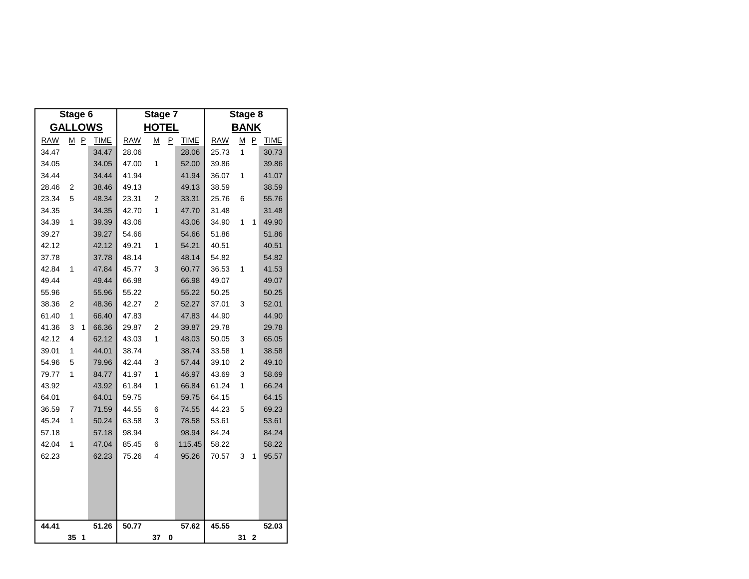| Stage 6 | | | | Stage 7 | | | | Stage 8 | | | |
|---|---|---|---|---|---|---|---|---|---|---|---|
| **GALLOWS** | | | | **HOTEL** | | | | **BANK** | | | |
| RAW | M | P | TIME | RAW | M | P | TIME | RAW | M | P | TIME |
| 34.47 | | | 34.47 | 28.06 | | | 28.06 | 25.73 | 1 | | 30.73 |
| 34.05 | | | 34.05 | 47.00 | 1 | | 52.00 | 39.86 | | | 39.86 |
| 34.44 | | | 34.44 | 41.94 | | | 41.94 | 36.07 | 1 | | 41.07 |
| 28.46 | 2 | | 38.46 | 49.13 | | | 49.13 | 38.59 | | | 38.59 |
| 23.34 | 5 | | 48.34 | 23.31 | 2 | | 33.31 | 25.76 | 6 | | 55.76 |
| 34.35 | | | 34.35 | 42.70 | 1 | | 47.70 | 31.48 | | | 31.48 |
| 34.39 | 1 | | 39.39 | 43.06 | | | 43.06 | 34.90 | 1 | 1 | 49.90 |
| 39.27 | | | 39.27 | 54.66 | | | 54.66 | 51.86 | | | 51.86 |
| 42.12 | | | 42.12 | 49.21 | 1 | | 54.21 | 40.51 | | | 40.51 |
| 37.78 | | | 37.78 | 48.14 | | | 48.14 | 54.82 | | | 54.82 |
| 42.84 | 1 | | 47.84 | 45.77 | 3 | | 60.77 | 36.53 | 1 | | 41.53 |
| 49.44 | | | 49.44 | 66.98 | | | 66.98 | 49.07 | | | 49.07 |
| 55.96 | | | 55.96 | 55.22 | | | 55.22 | 50.25 | | | 50.25 |
| 38.36 | 2 | | 48.36 | 42.27 | 2 | | 52.27 | 37.01 | 3 | | 52.01 |
| 61.40 | 1 | | 66.40 | 47.83 | | | 47.83 | 44.90 | | | 44.90 |
| 41.36 | 3 | 1 | 66.36 | 29.87 | 2 | | 39.87 | 29.78 | | | 29.78 |
| 42.12 | 4 | | 62.12 | 43.03 | 1 | | 48.03 | 50.05 | 3 | | 65.05 |
| 39.01 | 1 | | 44.01 | 38.74 | | | 38.74 | 33.58 | 1 | | 38.58 |
| 54.96 | 5 | | 79.96 | 42.44 | 3 | | 57.44 | 39.10 | 2 | | 49.10 |
| 79.77 | 1 | | 84.77 | 41.97 | 1 | | 46.97 | 43.69 | 3 | | 58.69 |
| 43.92 | | | 43.92 | 61.84 | 1 | | 66.84 | 61.24 | 1 | | 66.24 |
| 64.01 | | | 64.01 | 59.75 | | | 59.75 | 64.15 | | | 64.15 |
| 36.59 | 7 | | 71.59 | 44.55 | 6 | | 74.55 | 44.23 | 5 | | 69.23 |
| 45.24 | 1 | | 50.24 | 63.58 | 3 | | 78.58 | 53.61 | | | 53.61 |
| 57.18 | | | 57.18 | 98.94 | | | 98.94 | 84.24 | | | 84.24 |
| 42.04 | 1 | | 47.04 | 85.45 | 6 | | 115.45 | 58.22 | | | 58.22 |
| 62.23 | | | 62.23 | 75.26 | 4 | | 95.26 | 70.57 | 3 | 1 | 95.57 |
| **44.41** | | | **51.26** | **50.77** | | | **57.62** | **45.55** | | | **52.03** |
| | **35** | **1** | | | **37** | **0** | | | **31** | **2** | |